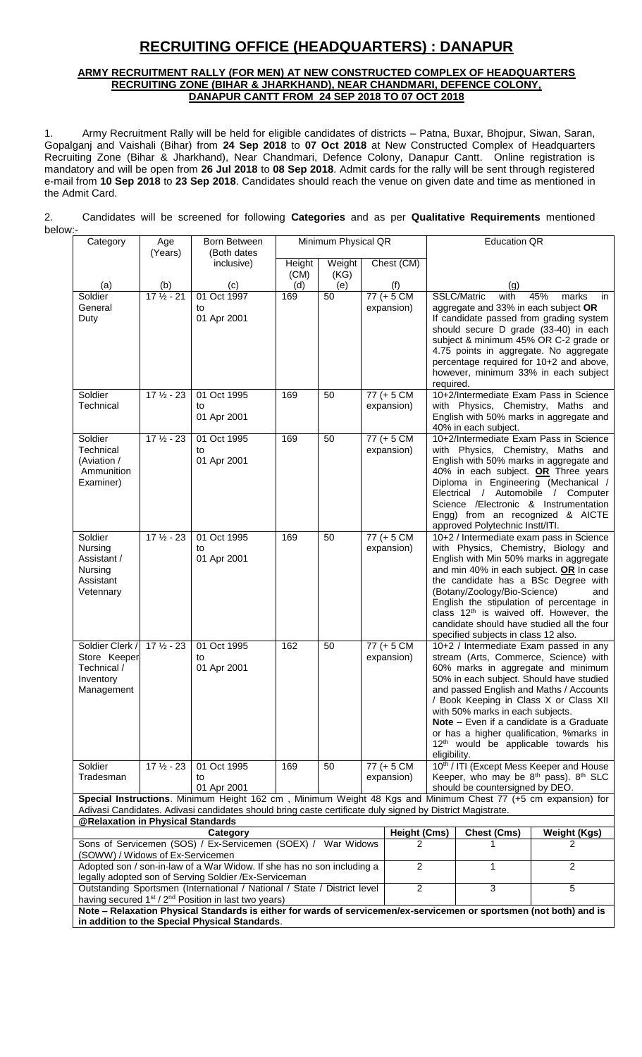# RECRUITING OFFICE (HEADQUARTERS) : DANAPUR

**ARMY RECRUITMENT RALLY (FOR MEN) AT NEW CONSTRUCTED COMPLEX OF HEADQUARTERS RECRUITING ZONE (BIHAR & JHARKHAND), NEAR CHANDMARI, DEFENCE COLONY, DANAPUR CANTT FROM 24 SEP 2018 TO 07 OCT 2018**

1. Army Recruitment Rally will be held for eligible candidates of districts – Patna, Buxar, Bhojpur, Siwan, Saran, Gopalganj and Vaishali (Bihar) from **24 Sep 2018** to **07 Oct 2018** at New Constructed Complex of Headquarters Recruiting Zone (Bihar & Jharkhand), Near Chandmari, Defence Colony, Danapur Cantt. Online registration is mandatory and will be open from **26 Jul 2018** to **08 Sep 2018**. Admit cards for the rally will be sent through registered e-mail from **10 Sep 2018** to **23 Sep 2018**. Candidates should reach the venue on given date and time as mentioned in the Admit Card.

2. Candidates will be screened for following **Categories** and as per **Qualitative Requirements** mentioned below:-

| Category | Age (Years) | Born Between (Both dates inclusive) | Minimum Physical QR | | | Education QR |
|---|---|---|---|---|---|---|
| | | | Height (CM) | Weight (KG) | Chest (CM) | |
| (a) | (b) | (c) | (d) | (e) | (f) | (g) |
| Soldier General Duty | 17 ½ - 21 | 01 Oct 1997 to 01 Apr 2001 | 169 | 50 | 77 (+ 5 CM expansion) | SSLC/Matric with 45% marks in aggregate and 33% in each subject **OR** If candidate passed from grading system should secure D grade (33-40) in each subject & minimum 45% OR C-2 grade or 4.75 points in aggregate. No aggregate percentage required for 10+2 and above, however, minimum 33% in each subject required. |
| Soldier Technical | 17 ½ - 23 | 01 Oct 1995 to 01 Apr 2001 | 169 | 50 | 77 (+ 5 CM expansion) | 10+2/Intermediate Exam Pass in Science with Physics, Chemistry, Maths and English with 50% marks in aggregate and 40% in each subject. |
| Soldier Technical (Aviation / Ammunition Examiner) | 17 ½ - 23 | 01 Oct 1995 to 01 Apr 2001 | 169 | 50 | 77 (+ 5 CM expansion) | 10+2/Intermediate Exam Pass in Science with Physics, Chemistry, Maths and English with 50% marks in aggregate and 40% in each subject. **OR** Three years Diploma in Engineering (Mechanical / Electrical / Automobile / Computer Science /Electronic & Instrumentation Engg) from an recognized & AICTE approved Polytechnic Instt/ITI. |
| Soldier Nursing Assistant / Nursing Assistant Vetennary | 17 ½ - 23 | 01 Oct 1995 to 01 Apr 2001 | 169 | 50 | 77 (+ 5 CM expansion) | 10+2 / Intermediate exam pass in Science with Physics, Chemistry, Biology and English with Min 50% marks in aggregate and min 40% in each subject. **OR** In case the candidate has a BSc Degree with (Botany/Zoology/Bio-Science) and English the stipulation of percentage in class 12th is waived off. However, the candidate should have studied all the four specified subjects in class 12 also. |
| Soldier Clerk / Store Keeper Technical / Inventory Management | 17 ½ - 23 | 01 Oct 1995 to 01 Apr 2001 | 162 | 50 | 77 (+ 5 CM expansion) | 10+2 / Intermediate Exam passed in any stream (Arts, Commerce, Science) with 60% marks in aggregate and minimum 50% in each subject. Should have studied and passed English and Maths / Accounts / Book Keeping in Class X or Class XII with 50% marks in each subjects. **Note** – Even if a candidate is a Graduate or has a higher qualification, %marks in 12th would be applicable towards his eligibility. |
| Soldier Tradesman | 17 ½ - 23 | 01 Oct 1995 to 01 Apr 2001 | 169 | 50 | 77 (+ 5 CM expansion) | 10th / ITI (Except Mess Keeper and House Keeper, who may be 8th pass). 8th SLC should be countersigned by DEO. |

**Special Instructions**. Minimum Height 162 cm , Minimum Weight 48 Kgs and Minimum Chest 77 (+5 cm expansion) for Adivasi Candidates. Adivasi candidates should bring caste certificate duly signed by District Magistrate.

**@Relaxation in Physical Standards**

| Category | Height (Cms) | Chest (Cms) | Weight (Kgs) |
|---|---|---|---|
| Sons of Servicemen (SOS) / Ex-Servicemen (SOEX) / War Widows (SOWW) / Widows of Ex-Servicemen | 2 | 1 | 2 |
| Adopted son / son-in-law of a War Widow. If she has no son including a legally adopted son of Serving Soldier /Ex-Serviceman | 2 | 1 | 2 |
| Outstanding Sportsmen (International / National / State / District level having secured 1st / 2nd Position in last two years) | 2 | 3 | 5 |

**Note – Relaxation Physical Standards is either for wards of servicemen/ex-servicemen or sportsmen (not both) and is in addition to the Special Physical Standards**.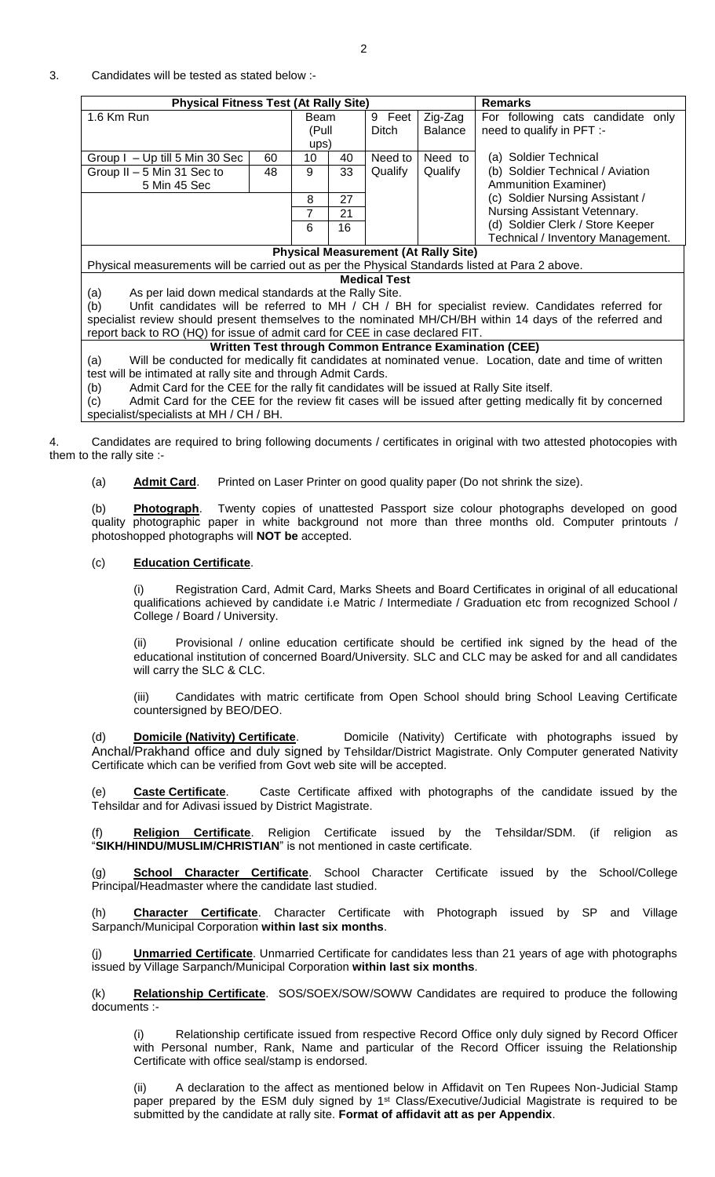3. Candidates will be tested as stated below :-

| Physical Fitness Test (At Rally Site) | | | | | | Remarks |
|---|---|---|---|---|---|---|
| 1.6 Km Run | | Beam (Pull ups) | | 9 Feet Ditch | Zig-Zag Balance | For following cats candidate only need to qualify in PFT :- |
| Group I – Up till 5 Min 30 Sec | 60 | 10 | 40 | Need to Qualify | Need to Qualify | (a) Soldier Technical |
| Group II – 5 Min 31 Sec to 5 Min 45 Sec | 48 | 9 | 33 | | | (b) Soldier Technical / Aviation Ammunition Examiner) |
| | | 8 | 27 | | | (c) Soldier Nursing Assistant / Nursing Assistant Vetennary. |
| | | 7 | 21 | | | |
| | | 6 | 16 | | | (d) Soldier Clerk / Store Keeper Technical / Inventory Management. |

**Physical Measurement (At Rally Site)**

Physical measurements will be carried out as per the Physical Standards listed at Para 2 above.

**Medical Test**

(a) As per laid down medical standards at the Rally Site.

(b) Unfit candidates will be referred to MH / CH / BH for specialist review. Candidates referred for specialist review should present themselves to the nominated MH/CH/BH within 14 days of the referred and report back to RO (HQ) for issue of admit card for CEE in case declared FIT.

**Written Test through Common Entrance Examination (CEE)**

(a) Will be conducted for medically fit candidates at nominated venue. Location, date and time of written test will be intimated at rally site and through Admit Cards.

(b) Admit Card for the CEE for the rally fit candidates will be issued at Rally Site itself.

(c) Admit Card for the CEE for the review fit cases will be issued after getting medically fit by concerned specialist/specialists at MH / CH / BH.

4. Candidates are required to bring following documents / certificates in original with two attested photocopies with them to the rally site :-

(a) **Admit Card**. Printed on Laser Printer on good quality paper (Do not shrink the size).

(b) **Photograph**. Twenty copies of unattested Passport size colour photographs developed on good quality photographic paper in white background not more than three months old. Computer printouts / photoshopped photographs will **NOT be** accepted.

(c) **Education Certificate**.

(i) Registration Card, Admit Card, Marks Sheets and Board Certificates in original of all educational qualifications achieved by candidate i.e Matric / Intermediate / Graduation etc from recognized School / College / Board / University.

(ii) Provisional / online education certificate should be certified ink signed by the head of the educational institution of concerned Board/University. SLC and CLC may be asked for and all candidates will carry the SLC & CLC.

(iii) Candidates with matric certificate from Open School should bring School Leaving Certificate countersigned by BEO/DEO.

(d) **Domicile (Nativity) Certificate**. Domicile (Nativity) Certificate with photographs issued by Anchal/Prakhand office and duly signed by Tehsildar/District Magistrate. Only Computer generated Nativity Certificate which can be verified from Govt web site will be accepted.

(e) **Caste Certificate**. Caste Certificate affixed with photographs of the candidate issued by the Tehsildar and for Adivasi issued by District Magistrate.

(f) **Religion Certificate**. Religion Certificate issued by the Tehsildar/SDM. (if religion as "**SIKH/HINDU/MUSLIM/CHRISTIAN**" is not mentioned in caste certificate.

(g) **School Character Certificate**. School Character Certificate issued by the School/College Principal/Headmaster where the candidate last studied.

(h) **Character Certificate**. Character Certificate with Photograph issued by SP and Village Sarpanch/Municipal Corporation **within last six months**.

(j) **Unmarried Certificate**. Unmarried Certificate for candidates less than 21 years of age with photographs issued by Village Sarpanch/Municipal Corporation **within last six months**.

(k) **Relationship Certificate**. SOS/SOEX/SOW/SOWW Candidates are required to produce the following documents :-

(i) Relationship certificate issued from respective Record Office only duly signed by Record Officer with Personal number, Rank, Name and particular of the Record Officer issuing the Relationship Certificate with office seal/stamp is endorsed.

(ii) A declaration to the affect as mentioned below in Affidavit on Ten Rupees Non-Judicial Stamp paper prepared by the ESM duly signed by 1st Class/Executive/Judicial Magistrate is required to be submitted by the candidate at rally site. **Format of affidavit att as per Appendix**.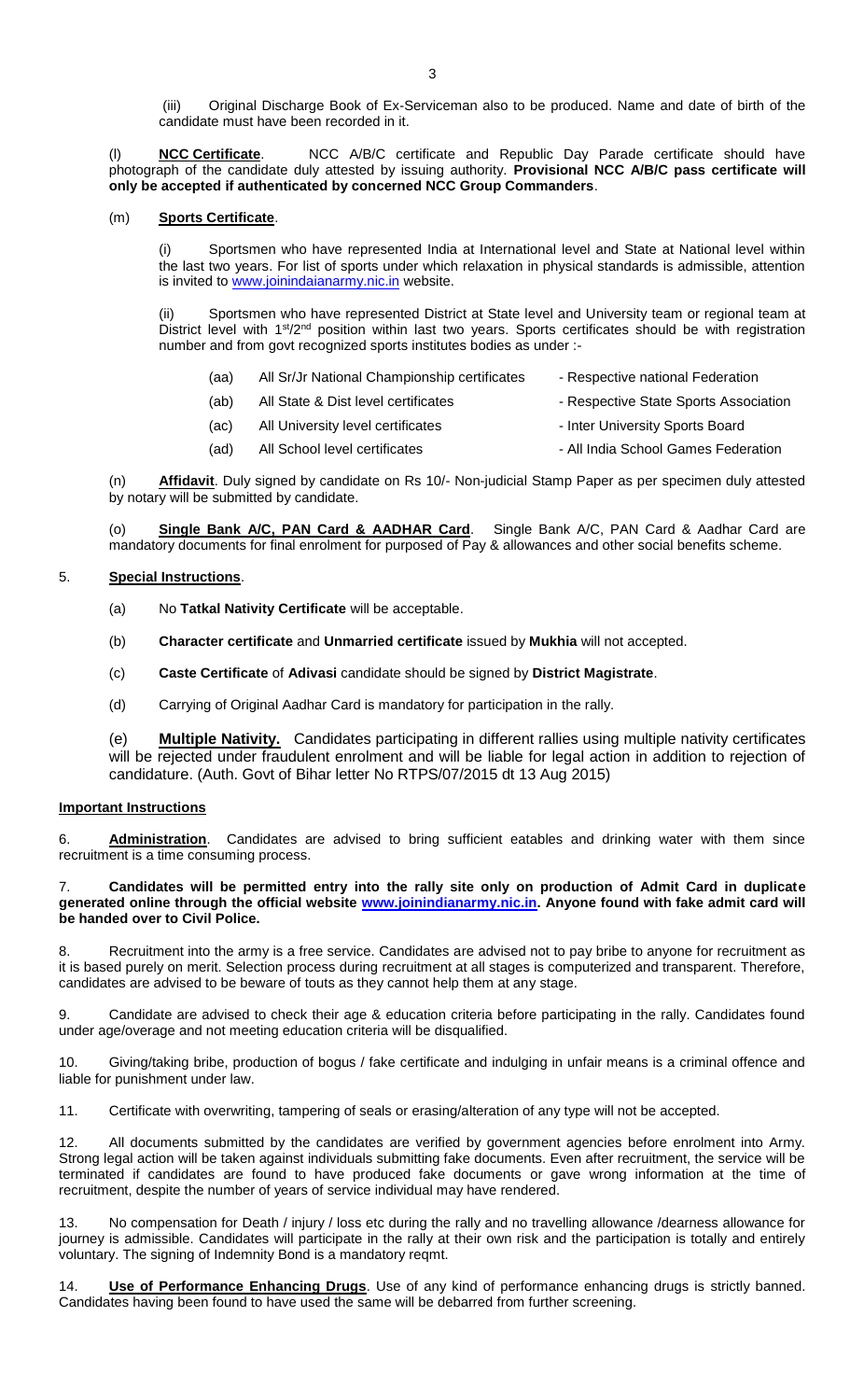(iii) Original Discharge Book of Ex-Serviceman also to be produced. Name and date of birth of the candidate must have been recorded in it.

(l) **NCC Certificate**. NCC A/B/C certificate and Republic Day Parade certificate should have photograph of the candidate duly attested by issuing authority. **Provisional NCC A/B/C pass certificate will only be accepted if authenticated by concerned NCC Group Commanders**.

(m) **Sports Certificate**.

(i) Sportsmen who have represented India at International level and State at National level within the last two years. For list of sports under which relaxation in physical standards is admissible, attention is invited to www.joinindaianarmy.nic.in website.

(ii) Sportsmen who have represented District at State level and University team or regional team at District level with 1st/2nd position within last two years. Sports certificates should be with registration number and from govt recognized sports institutes bodies as under :-

| | | |
|---|---|---|
| (aa) | All Sr/Jr National Championship certificates | - Respective national Federation |
| (ab) | All State & Dist level certificates | - Respective State Sports Association |
| (ac) | All University level certificates | - Inter University Sports Board |
| (ad) | All School level certificates | - All India School Games Federation |

(n) **Affidavit**. Duly signed by candidate on Rs 10/- Non-judicial Stamp Paper as per specimen duly attested by notary will be submitted by candidate.

(o) **Single Bank A/C, PAN Card & AADHAR Card**. Single Bank A/C, PAN Card & Aadhar Card are mandatory documents for final enrolment for purposed of Pay & allowances and other social benefits scheme.

5. **Special Instructions**.

(a) No **Tatkal Nativity Certificate** will be acceptable.

(b) **Character certificate** and **Unmarried certificate** issued by **Mukhia** will not accepted.

(c) **Caste Certificate** of **Adivasi** candidate should be signed by **District Magistrate**.

(d) Carrying of Original Aadhar Card is mandatory for participation in the rally.

(e) **Multiple Nativity.** Candidates participating in different rallies using multiple nativity certificates will be rejected under fraudulent enrolment and will be liable for legal action in addition to rejection of candidature. (Auth. Govt of Bihar letter No RTPS/07/2015 dt 13 Aug 2015)

**Important Instructions**

6. **Administration**. Candidates are advised to bring sufficient eatables and drinking water with them since recruitment is a time consuming process.

7. **Candidates will be permitted entry into the rally site only on production of Admit Card in duplicate generated online through the official website www.joinindianarmy.nic.in. Anyone found with fake admit card will be handed over to Civil Police.**

8. Recruitment into the army is a free service. Candidates are advised not to pay bribe to anyone for recruitment as it is based purely on merit. Selection process during recruitment at all stages is computerized and transparent. Therefore, candidates are advised to be beware of touts as they cannot help them at any stage.

9. Candidate are advised to check their age & education criteria before participating in the rally. Candidates found under age/overage and not meeting education criteria will be disqualified.

10. Giving/taking bribe, production of bogus / fake certificate and indulging in unfair means is a criminal offence and liable for punishment under law.

11. Certificate with overwriting, tampering of seals or erasing/alteration of any type will not be accepted.

12. All documents submitted by the candidates are verified by government agencies before enrolment into Army. Strong legal action will be taken against individuals submitting fake documents. Even after recruitment, the service will be terminated if candidates are found to have produced fake documents or gave wrong information at the time of recruitment, despite the number of years of service individual may have rendered.

13. No compensation for Death / injury / loss etc during the rally and no travelling allowance /dearness allowance for journey is admissible. Candidates will participate in the rally at their own risk and the participation is totally and entirely voluntary. The signing of Indemnity Bond is a mandatory reqmt.

14. **Use of Performance Enhancing Drugs**. Use of any kind of performance enhancing drugs is strictly banned. Candidates having been found to have used the same will be debarred from further screening.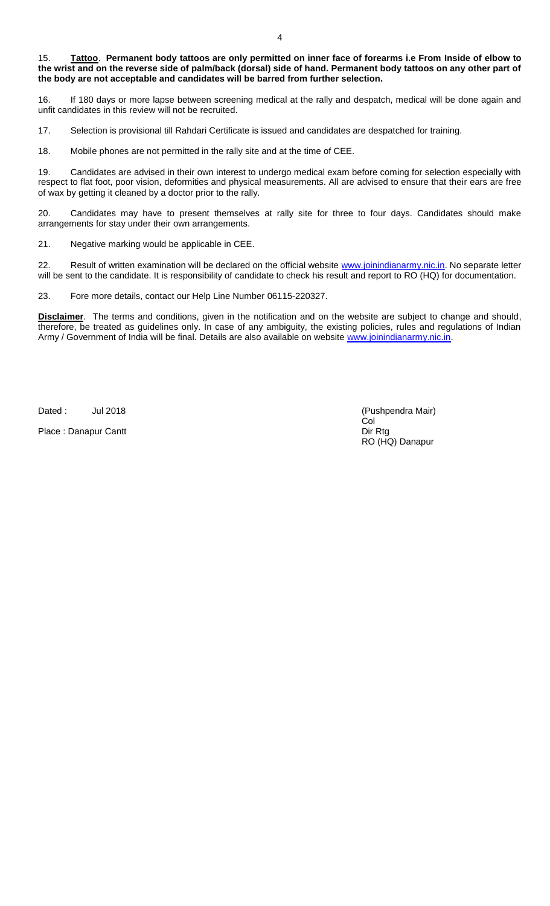15. **<u>Tattoo</u>. Permanent body tattoos are only permitted on inner face of forearms i.e From Inside of elbow to the wrist and on the reverse side of palm/back (dorsal) side of hand. Permanent body tattoos on any other part of the body are not acceptable and candidates will be barred from further selection.**

16. If 180 days or more lapse between screening medical at the rally and despatch, medical will be done again and unfit candidates in this review will not be recruited.

17. Selection is provisional till Rahdari Certificate is issued and candidates are despatched for training.

18. Mobile phones are not permitted in the rally site and at the time of CEE.

19. Candidates are advised in their own interest to undergo medical exam before coming for selection especially with respect to flat foot, poor vision, deformities and physical measurements. All are advised to ensure that their ears are free of wax by getting it cleaned by a doctor prior to the rally.

20. Candidates may have to present themselves at rally site for three to four days. Candidates should make arrangements for stay under their own arrangements.

21. Negative marking would be applicable in CEE.

22. Result of written examination will be declared on the official website www.joinindianarmy.nic.in. No separate letter will be sent to the candidate. It is responsibility of candidate to check his result and report to RO (HQ) for documentation.

23. Fore more details, contact our Help Line Number 06115-220327.

**<u>Disclaimer</u>**. The terms and conditions, given in the notification and on the website are subject to change and should, therefore, be treated as guidelines only. In case of any ambiguity, the existing policies, rules and regulations of Indian Army / Government of India will be final. Details are also available on website www.joinindianarmy.nic.in.

Dated : Jul 2018

Place : Danapur Cantt

(Pushpendra Mair)
Col
Dir Rtg
RO (HQ) Danapur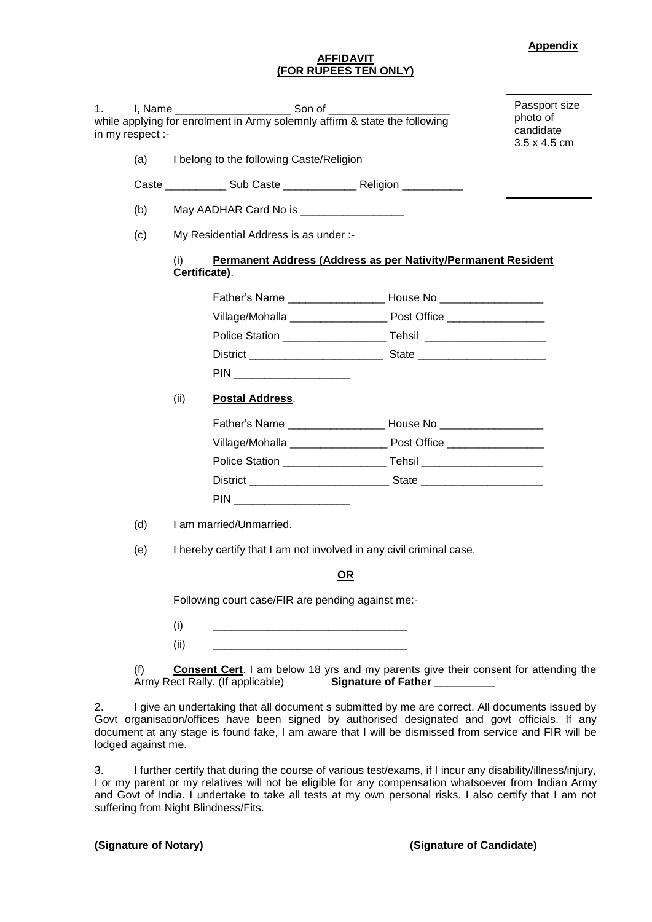**Appendix**

**AFFIDAVIT**
**(FOR RUPEES TEN ONLY)**

Passport size photo of candidate 3.5 x 4.5 cm

1. I, Name ___________________ Son of ____________________ while applying for enrolment in Army solemnly affirm & state the following in my respect :-

(a) I belong to the following Caste/Religion

Caste __________ Sub Caste ____________ Religion __________

(b) May AADHAR Card No is _________________

(c) My Residential Address is as under :-

(i) **Permanent Address (Address as per Nativity/Permanent Resident Certificate)**.

Father's Name ________________ House No _________________

Village/Mohalla ________________ Post Office ________________

Police Station _________________ Tehsil ____________________

District ______________________ State _____________________

PIN ___________________

(ii) **Postal Address**.

Father's Name ________________ House No _________________

Village/Mohalla ________________ Post Office ________________

Police Station _________________ Tehsil ____________________

District _______________________ State ____________________

PIN ___________________

(d) I am married/Unmarried.

(e) I hereby certify that I am not involved in any civil criminal case.

**OR**

Following court case/FIR are pending against me:-

(i) _______________________________

(ii) _______________________________

(f) **Consent Cert**. I am below 18 yrs and my parents give their consent for attending the Army Rect Rally. (If applicable) **Signature of Father __________**

2. I give an undertaking that all document s submitted by me are correct. All documents issued by Govt organisation/offices have been signed by authorised designated and govt officials. If any document at any stage is found fake, I am aware that I will be dismissed from service and FIR will be lodged against me.

3. I further certify that during the course of various test/exams, if I incur any disability/illness/injury, I or my parent or my relatives will not be eligible for any compensation whatsoever from Indian Army and Govt of India. I undertake to take all tests at my own personal risks. I also certify that I am not suffering from Night Blindness/Fits.

**(Signature of Notary)** **(Signature of Candidate)**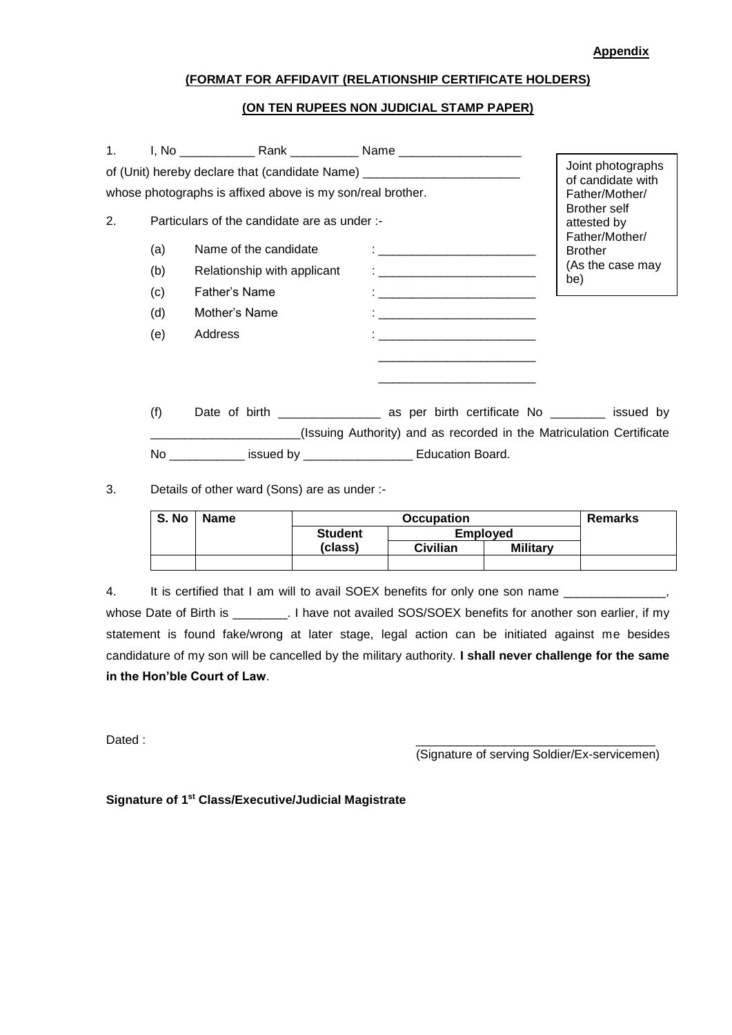**Appendix**

**(FORMAT FOR AFFIDAVIT (RELATIONSHIP CERTIFICATE HOLDERS)**

**(ON TEN RUPEES NON JUDICIAL STAMP PAPER)**

Joint photographs of candidate with Father/Mother/ Brother self attested by Father/Mother/ Brother (As the case may be)

1. I, No ___________ Rank __________ Name __________________ of (Unit) hereby declare that (candidate Name) _______________________ whose photographs is affixed above is my son/real brother.

2. Particulars of the candidate are as under :-

   (a) Name of the candidate : _______________________

   (b) Relationship with applicant : _______________________

   (c) Father's Name : _______________________

   (d) Mother's Name : _______________________

   (e) Address : _______________________
   _______________________
   _______________________

   (f) Date of birth _______________ as per birth certificate No ________ issued by ______________________(Issuing Authority) and as recorded in the Matriculation Certificate No ___________ issued by ________________ Education Board.

3. Details of other ward (Sons) are as under :-

| S. No | Name | Occupation | | | Remarks |
|---|---|---|---|---|---|
| | | Student (class) | Employed | | |
| | | | Civilian | Military | |
| | | | | | |

4. It is certified that I am will to avail SOEX benefits for only one son name _______________, whose Date of Birth is ________. I have not availed SOS/SOEX benefits for another son earlier, if my statement is found fake/wrong at later stage, legal action can be initiated against me besides candidature of my son will be cancelled by the military authority. **I shall never challenge for the same in the Hon'ble Court of Law**.

Dated :

___________________________________
(Signature of serving Soldier/Ex-servicemen)

**Signature of 1st Class/Executive/Judicial Magistrate**